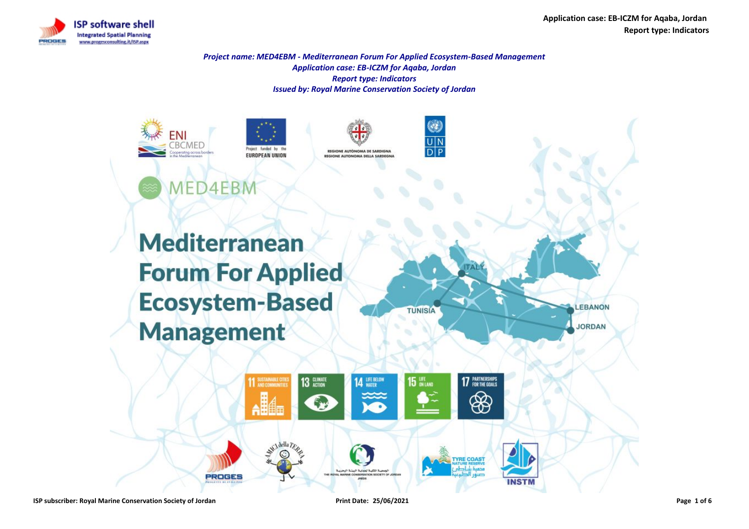*Project name: MED4EBM - Mediterranean Forum For Applied Ecosystem-Based Management*
*Application case: EB-ICZM for Aqaba, Jordan*
*Report type: Indicators*
*Issued by: Royal Marine Conservation Society of Jordan*

# Mediterranean Forum For Applied Ecosystem-Based Management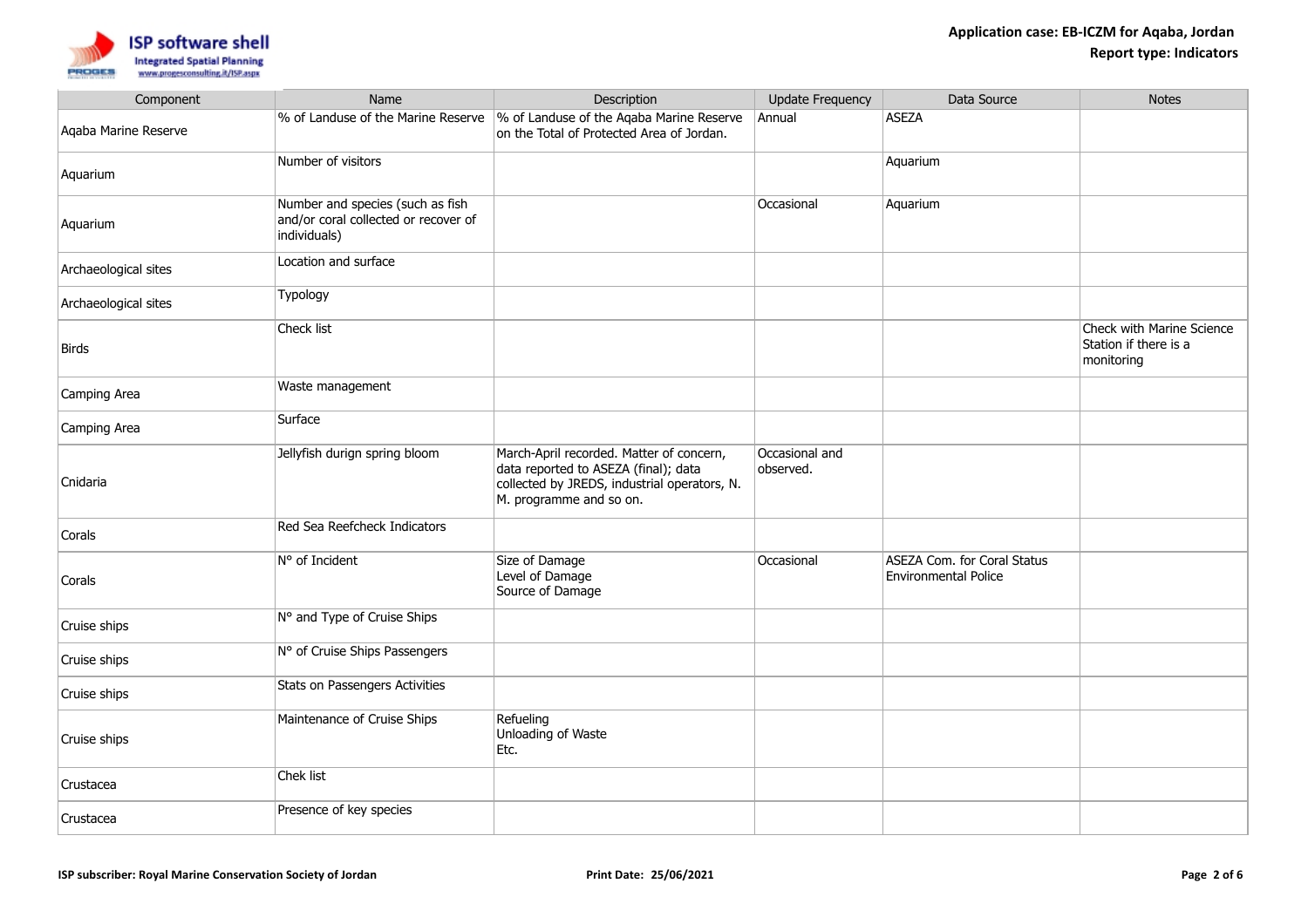| Component | Name | Description | Update Frequency | Data Source | Notes |
|---|---|---|---|---|---|
| Aqaba Marine Reserve | % of Landuse of the Marine Reserve | % of Landuse of the Aqaba Marine Reserve on the Total of Protected Area of Jordan. | Annual | ASEZA | |
| Aquarium | Number of visitors | | | Aquarium | |
| Aquarium | Number and species (such as fish and/or coral collected or recover of individuals) | | Occasional | Aquarium | |
| Archaeological sites | Location and surface | | | | |
| Archaeological sites | Typology | | | | |
| Birds | Check list | | | | Check with Marine Science Station if there is a monitoring |
| Camping Area | Waste management | | | | |
| Camping Area | Surface | | | | |
| Cnidaria | Jellyfish durign spring bloom | March-April recorded. Matter of concern, data reported to ASEZA (final); data collected by JREDS, industrial operators, N. M. programme and so on. | Occasional and observed. | | |
| Corals | Red Sea Reefcheck Indicators | | | | |
| Corals | N° of Incident | Size of Damage<br>Level of Damage<br>Source of Damage | Occasional | ASEZA Com. for Coral Status<br>Environmental Police | |
| Cruise ships | N° and Type of Cruise Ships | | | | |
| Cruise ships | N° of Cruise Ships Passengers | | | | |
| Cruise ships | Stats on Passengers Activities | | | | |
| Cruise ships | Maintenance of Cruise Ships | Refueling<br>Unloading of Waste<br>Etc. | | | |
| Crustacea | Chek list | | | | |
| Crustacea | Presence of key species | | | | |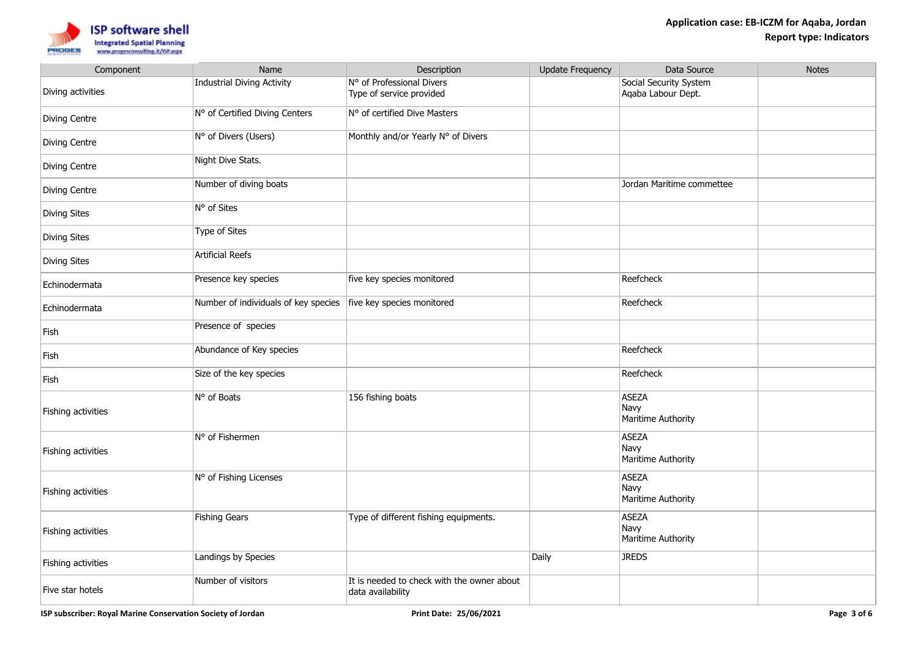| Component | Name | Description | Update Frequency | Data Source | Notes |
|---|---|---|---|---|---|
| Diving activities | Industrial Diving Activity | N° of Professional Divers<br>Type of service provided | | Social Security System<br>Aqaba Labour Dept. | |
| Diving Centre | N° of Certified Diving Centers | N° of certified Dive Masters | | | |
| Diving Centre | N° of Divers (Users) | Monthly and/or Yearly N° of Divers | | | |
| Diving Centre | Night Dive Stats. | | | | |
| Diving Centre | Number of diving boats | | | Jordan Maritime commettee | |
| Diving Sites | N° of Sites | | | | |
| Diving Sites | Type of Sites | | | | |
| Diving Sites | Artificial Reefs | | | | |
| Echinodermata | Presence key species | five key species monitored | | Reefcheck | |
| Echinodermata | Number of individuals of key species | five key species monitored | | Reefcheck | |
| Fish | Presence of species | | | | |
| Fish | Abundance of Key species | | | Reefcheck | |
| Fish | Size of the key species | | | Reefcheck | |
| Fishing activities | N° of Boats | 156 fishing boats | | ASEZA<br>Navy<br>Maritime Authority | |
| Fishing activities | N° of Fishermen | | | ASEZA<br>Navy<br>Maritime Authority | |
| Fishing activities | N° of Fishing Licenses | | | ASEZA<br>Navy<br>Maritime Authority | |
| Fishing activities | Fishing Gears | Type of different fishing equipments. | | ASEZA<br>Navy<br>Maritime Authority | |
| Fishing activities | Landings by Species | | Daily | JREDS | |
| Five star hotels | Number of visitors | It is needed to check with the owner about data availability | | | |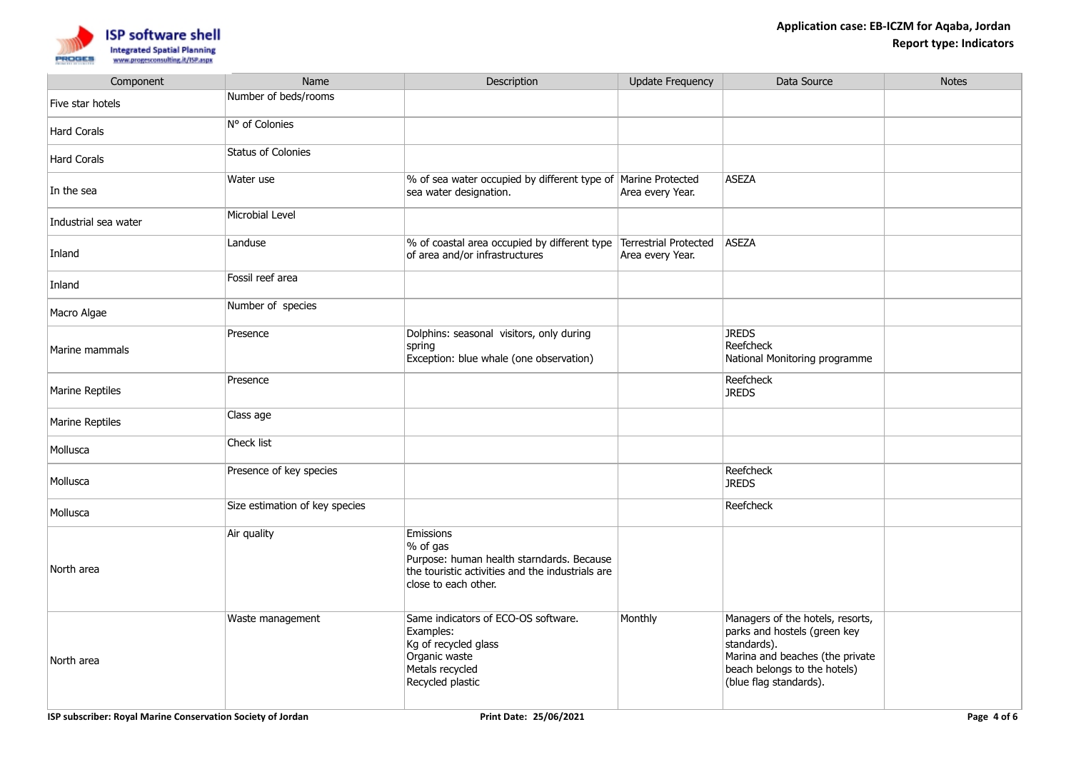| Component | Name | Description | Update Frequency | Data Source | Notes |
|---|---|---|---|---|---|
| Five star hotels | Number of beds/rooms | | | | |
| Hard Corals | N° of Colonies | | | | |
| Hard Corals | Status of Colonies | | | | |
| In the sea | Water use | % of sea water occupied by different type of sea water designation. | Marine Protected Area every Year. | ASEZA | |
| Industrial sea water | Microbial Level | | | | |
| Inland | Landuse | % of coastal area occupied by different type of area and/or infrastructures | Terrestrial Protected Area every Year. | ASEZA | |
| Inland | Fossil reef area | | | | |
| Macro Algae | Number of species | | | | |
| Marine mammals | Presence | Dolphins: seasonal visitors, only during spring<br>Exception: blue whale (one observation) | | JREDS<br>Reefcheck<br>National Monitoring programme | |
| Marine Reptiles | Presence | | | Reefcheck<br>JREDS | |
| Marine Reptiles | Class age | | | | |
| Mollusca | Check list | | | | |
| Mollusca | Presence of key species | | | Reefcheck<br>JREDS | |
| Mollusca | Size estimation of key species | | | Reefcheck | |
| North area | Air quality | Emissions<br>% of gas<br>Purpose: human health starndards. Because the touristic activities and the industrials are close to each other. | | | |
| North area | Waste management | Same indicators of ECO-OS software.<br>Examples:<br>Kg of recycled glass<br>Organic waste<br>Metals recycled<br>Recycled plastic | Monthly | Managers of the hotels, resorts, parks and hostels (green key standards).<br>Marina and beaches (the private beach belongs to the hotels) (blue flag standards). | |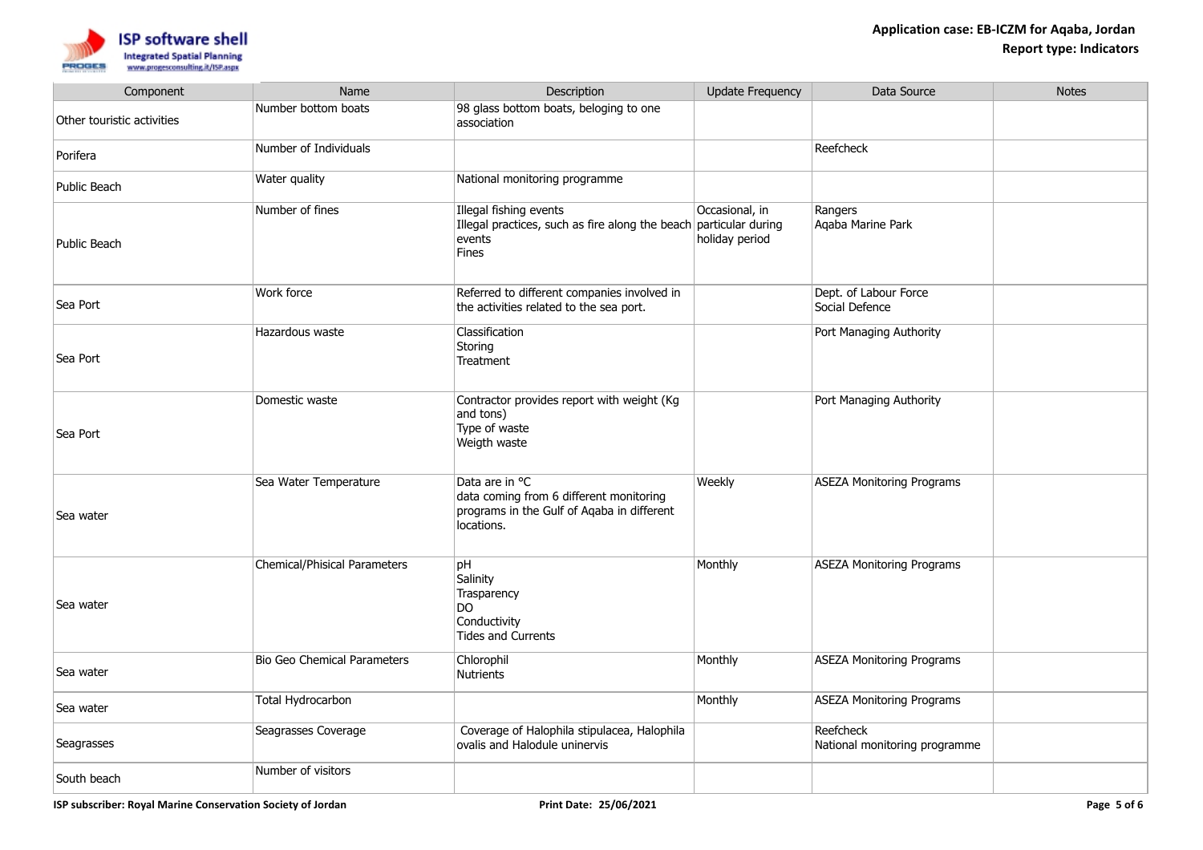| Component | Name | Description | Update Frequency | Data Source | Notes |
| --- | --- | --- | --- | --- | --- |
| Other touristic activities | Number bottom boats | 98 glass bottom boats, beloging to one association | | | |
| Porifera | Number of Individuals | | | Reefcheck | |
| Public Beach | Water quality | National monitoring programme | | | |
| Public Beach | Number of fines | Illegal fishing events<br>Illegal practices, such as fire along the beach events<br>Fines | Occasional, in particular during holiday period | Rangers<br>Aqaba Marine Park | |
| Sea Port | Work force | Referred to different companies involved in the activities related to the sea port. | | Dept. of Labour Force<br>Social Defence | |
| Sea Port | Hazardous waste | Classification<br>Storing<br>Treatment | | Port Managing Authority | |
| Sea Port | Domestic waste | Contractor provides report with weight (Kg and tons)<br>Type of waste<br>Weigth waste | | Port Managing Authority | |
| Sea water | Sea Water Temperature | Data are in °C<br>data coming from 6 different monitoring programs in the Gulf of Aqaba in different locations. | Weekly | ASEZA Monitoring Programs | |
| Sea water | Chemical/Phisical Parameters | pH<br>Salinity<br>Trasparency<br>DO<br>Conductivity<br>Tides and Currents | Monthly | ASEZA Monitoring Programs | |
| Sea water | Bio Geo Chemical Parameters | Chlorophil<br>Nutrients | Monthly | ASEZA Monitoring Programs | |
| Sea water | Total Hydrocarbon | | Monthly | ASEZA Monitoring Programs | |
| Seagrasses | Seagrasses Coverage | Coverage of Halophila stipulacea, Halophila ovalis and Halodule uninervis | | Reefcheck<br>National monitoring programme | |
| South beach | Number of visitors | | | | |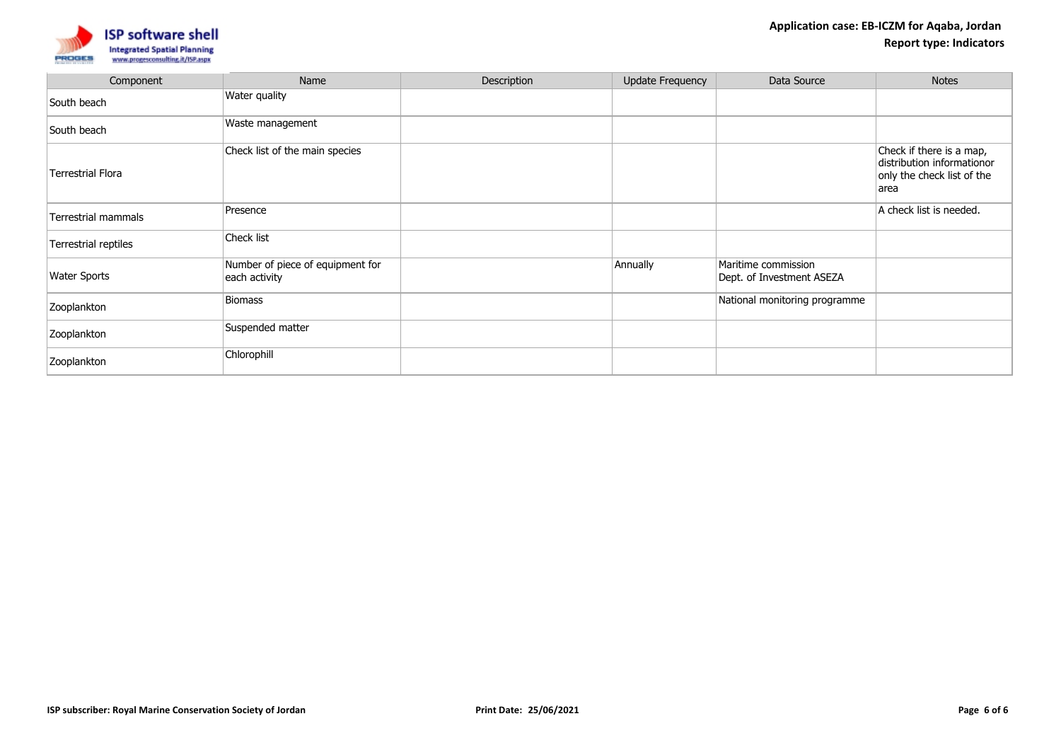| Component | Name | Description | Update Frequency | Data Source | Notes |
|---|---|---|---|---|---|
| South beach | Water quality | | | | |
| South beach | Waste management | | | | |
| Terrestrial Flora | Check list of the main species | | | | Check if there is a map, distribution informationor only the check list of the area |
| Terrestrial mammals | Presence | | | | A check list is needed. |
| Terrestrial reptiles | Check list | | | | |
| Water Sports | Number of piece of equipment for each activity | | Annually | Maritime commission Dept. of Investment ASEZA | |
| Zooplankton | Biomass | | | National monitoring programme | |
| Zooplankton | Suspended matter | | | | |
| Zooplankton | Chlorophill | | | | |